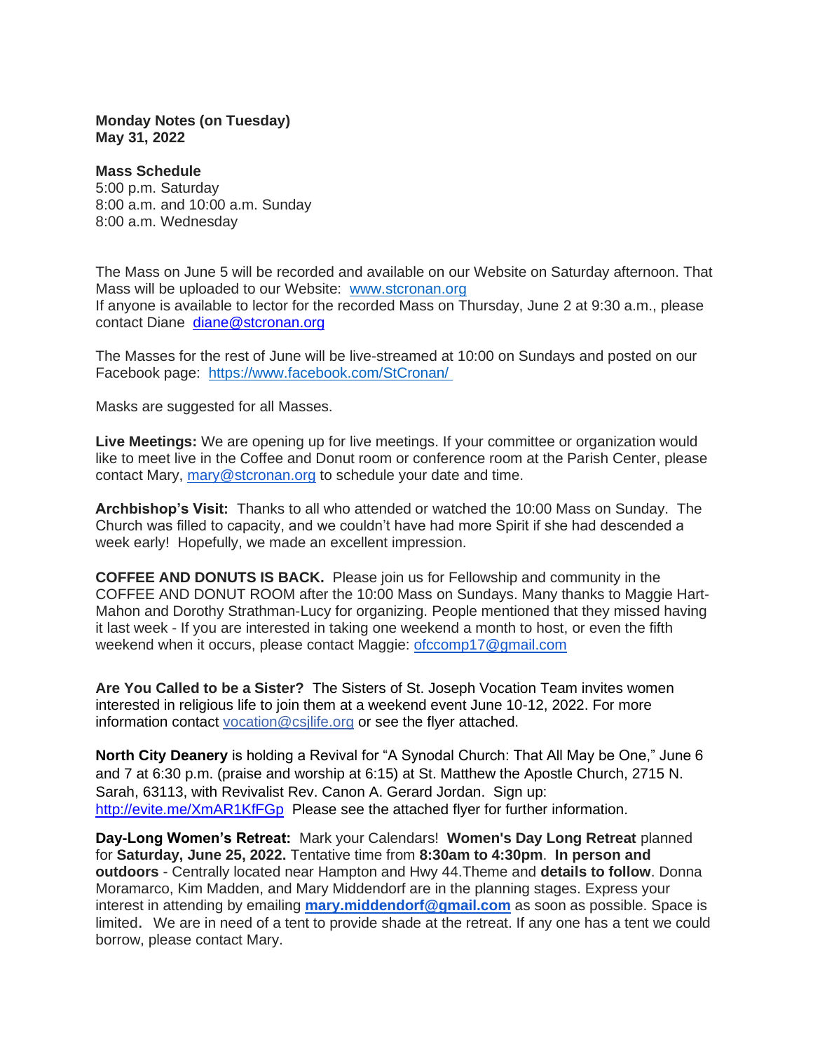**Monday Notes (on Tuesday)**
**May 31, 2022**

**Mass Schedule**
5:00 p.m. Saturday
8:00 a.m. and 10:00 a.m. Sunday
8:00 a.m. Wednesday

The Mass on June 5 will be recorded and available on our Website on Saturday afternoon. That Mass will be uploaded to our Website: [www.stcronan.org](http://www.stcronan.org)
If anyone is available to lector for the recorded Mass on Thursday, June 2 at 9:30 a.m., please contact Diane [diane@stcronan.org](mailto:diane@stcronan.org)

The Masses for the rest of June will be live-streamed at 10:00 on Sundays and posted on our Facebook page: [https://www.facebook.com/StCronan/](https://www.facebook.com/StCronan/)

Masks are suggested for all Masses.

**Live Meetings:** We are opening up for live meetings. If your committee or organization would like to meet live in the Coffee and Donut room or conference room at the Parish Center, please contact Mary, [mary@stcronan.org](mailto:mary@stcronan.org) to schedule your date and time.

**Archbishop's Visit:** Thanks to all who attended or watched the 10:00 Mass on Sunday. The Church was filled to capacity, and we couldn't have had more Spirit if she had descended a week early! Hopefully, we made an excellent impression.

**COFFEE AND DONUTS IS BACK.** Please join us for Fellowship and community in the COFFEE AND DONUT ROOM after the 10:00 Mass on Sundays. Many thanks to Maggie Hart-Mahon and Dorothy Strathman-Lucy for organizing. People mentioned that they missed having it last week - If you are interested in taking one weekend a month to host, or even the fifth weekend when it occurs, please contact Maggie: [ofccomp17@gmail.com](mailto:ofccomp17@gmail.com)

**Are You Called to be a Sister?** The Sisters of St. Joseph Vocation Team invites women interested in religious life to join them at a weekend event June 10-12, 2022. For more information contact [vocation@csjlife.org](mailto:vocation@csjlife.org) or see the flyer attached.

**North City Deanery** is holding a Revival for "A Synodal Church: That All May be One," June 6 and 7 at 6:30 p.m. (praise and worship at 6:15) at St. Matthew the Apostle Church, 2715 N. Sarah, 63113, with Revivalist Rev. Canon A. Gerard Jordan. Sign up: [http://evite.me/XmAR1KfFGp](http://evite.me/XmAR1KfFGp) Please see the attached flyer for further information.

**Day-Long Women's Retreat:** Mark your Calendars! **Women's Day Long Retreat** planned for **Saturday, June 25, 2022.** Tentative time from **8:30am to 4:30pm**. **In person and outdoors** - Centrally located near Hampton and Hwy 44.Theme and **details to follow**. Donna Moramarco, Kim Madden, and Mary Middendorf are in the planning stages. Express your interest in attending by emailing **[mary.middendorf@gmail.com](mailto:mary.middendorf@gmail.com)** as soon as possible. Space is limited. We are in need of a tent to provide shade at the retreat. If any one has a tent we could borrow, please contact Mary.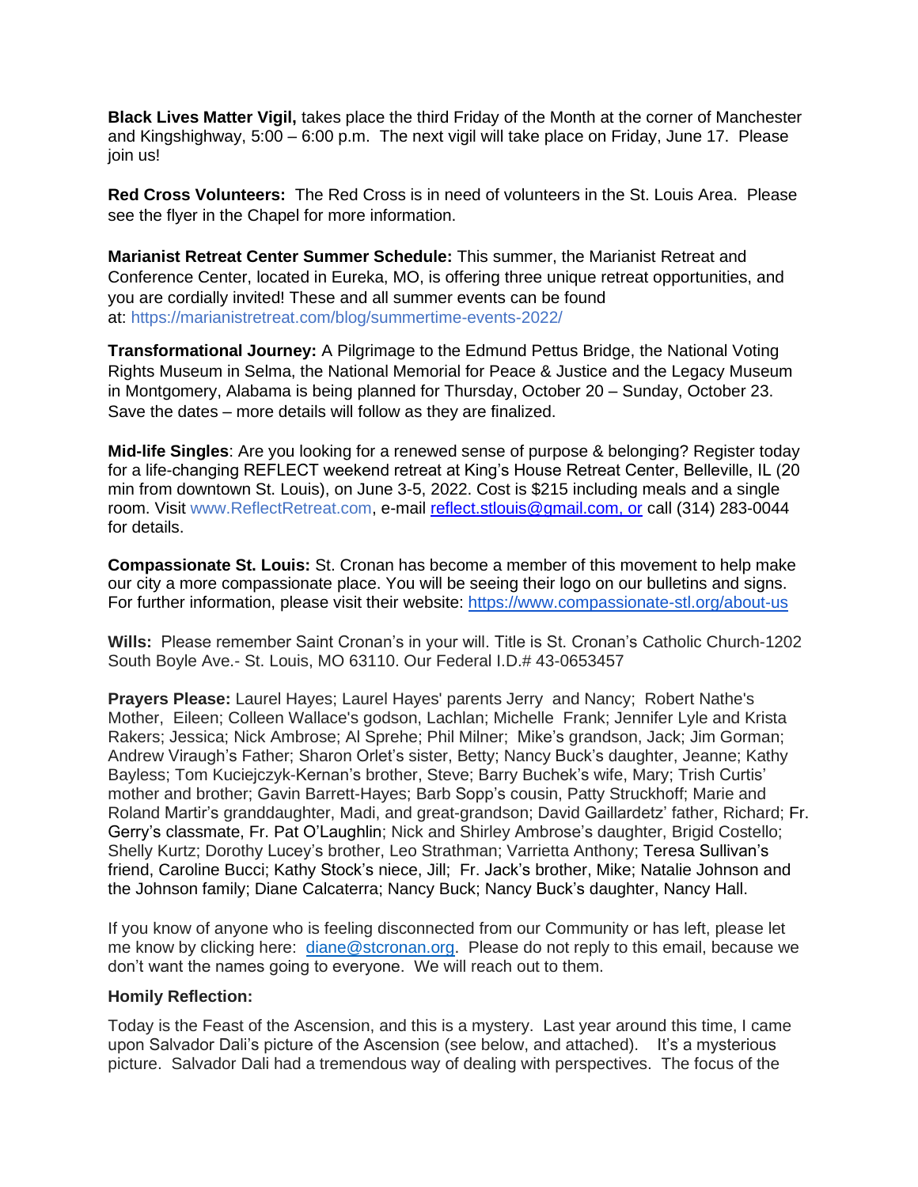**Black Lives Matter Vigil,** takes place the third Friday of the Month at the corner of Manchester and Kingshighway, 5:00 – 6:00 p.m. The next vigil will take place on Friday, June 17. Please join us!

**Red Cross Volunteers:** The Red Cross is in need of volunteers in the St. Louis Area. Please see the flyer in the Chapel for more information.

**Marianist Retreat Center Summer Schedule:** This summer, the Marianist Retreat and Conference Center, located in Eureka, MO, is offering three unique retreat opportunities, and you are cordially invited! These and all summer events can be found at: https://marianistretreat.com/blog/summertime-events-2022/

**Transformational Journey:** A Pilgrimage to the Edmund Pettus Bridge, the National Voting Rights Museum in Selma, the National Memorial for Peace & Justice and the Legacy Museum in Montgomery, Alabama is being planned for Thursday, October 20 – Sunday, October 23. Save the dates – more details will follow as they are finalized.

**Mid-life Singles**: Are you looking for a renewed sense of purpose & belonging? Register today for a life-changing REFLECT weekend retreat at King's House Retreat Center, Belleville, IL (20 min from downtown St. Louis), on June 3-5, 2022. Cost is $215 including meals and a single room. Visit www.ReflectRetreat.com, e-mail reflect.stlouis@gmail.com, or call (314) 283-0044 for details.

**Compassionate St. Louis:** St. Cronan has become a member of this movement to help make our city a more compassionate place. You will be seeing their logo on our bulletins and signs. For further information, please visit their website: https://www.compassionate-stl.org/about-us

**Wills:** Please remember Saint Cronan's in your will. Title is St. Cronan's Catholic Church-1202 South Boyle Ave.- St. Louis, MO 63110. Our Federal I.D.# 43-0653457

**Prayers Please:** Laurel Hayes; Laurel Hayes' parents Jerry and Nancy; Robert Nathe's Mother, Eileen; Colleen Wallace's godson, Lachlan; Michelle Frank; Jennifer Lyle and Krista Rakers; Jessica; Nick Ambrose; Al Sprehe; Phil Milner; Mike's grandson, Jack; Jim Gorman; Andrew Viraugh's Father; Sharon Orlet's sister, Betty; Nancy Buck's daughter, Jeanne; Kathy Bayless; Tom Kuciejczyk-Kernan's brother, Steve; Barry Buchek's wife, Mary; Trish Curtis' mother and brother; Gavin Barrett-Hayes; Barb Sopp's cousin, Patty Struckhoff; Marie and Roland Martir's granddaughter, Madi, and great-grandson; David Gaillardetz' father, Richard; Fr. Gerry's classmate, Fr. Pat O'Laughlin; Nick and Shirley Ambrose's daughter, Brigid Costello; Shelly Kurtz; Dorothy Lucey's brother, Leo Strathman; Varrietta Anthony; Teresa Sullivan's friend, Caroline Bucci; Kathy Stock's niece, Jill; Fr. Jack's brother, Mike; Natalie Johnson and the Johnson family; Diane Calcaterra; Nancy Buck; Nancy Buck's daughter, Nancy Hall.

If you know of anyone who is feeling disconnected from our Community or has left, please let me know by clicking here: diane@stcronan.org. Please do not reply to this email, because we don't want the names going to everyone. We will reach out to them.

**Homily Reflection:**

Today is the Feast of the Ascension, and this is a mystery. Last year around this time, I came upon Salvador Dali's picture of the Ascension (see below, and attached). It's a mysterious picture. Salvador Dali had a tremendous way of dealing with perspectives. The focus of the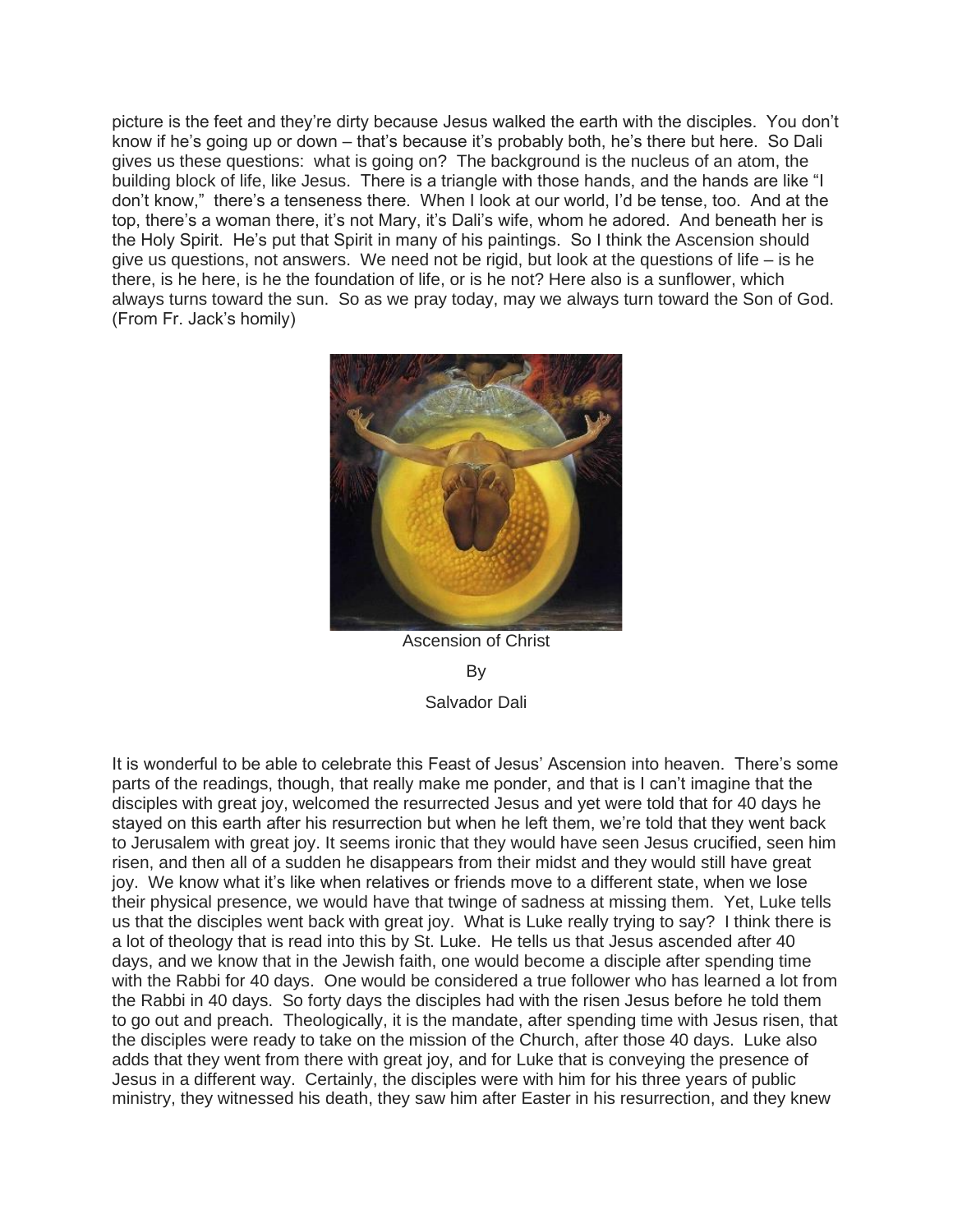picture is the feet and they're dirty because Jesus walked the earth with the disciples. You don't know if he's going up or down – that's because it's probably both, he's there but here. So Dali gives us these questions: what is going on? The background is the nucleus of an atom, the building block of life, like Jesus. There is a triangle with those hands, and the hands are like "I don't know," there's a tenseness there. When I look at our world, I'd be tense, too. And at the top, there's a woman there, it's not Mary, it's Dali's wife, whom he adored. And beneath her is the Holy Spirit. He's put that Spirit in many of his paintings. So I think the Ascension should give us questions, not answers. We need not be rigid, but look at the questions of life – is he there, is he here, is he the foundation of life, or is he not? Here also is a sunflower, which always turns toward the sun. So as we pray today, may we always turn toward the Son of God. (From Fr. Jack's homily)

Ascension of Christ

By

Salvador Dali

It is wonderful to be able to celebrate this Feast of Jesus' Ascension into heaven. There's some parts of the readings, though, that really make me ponder, and that is I can't imagine that the disciples with great joy, welcomed the resurrected Jesus and yet were told that for 40 days he stayed on this earth after his resurrection but when he left them, we're told that they went back to Jerusalem with great joy. It seems ironic that they would have seen Jesus crucified, seen him risen, and then all of a sudden he disappears from their midst and they would still have great joy. We know what it's like when relatives or friends move to a different state, when we lose their physical presence, we would have that twinge of sadness at missing them. Yet, Luke tells us that the disciples went back with great joy. What is Luke really trying to say? I think there is a lot of theology that is read into this by St. Luke. He tells us that Jesus ascended after 40 days, and we know that in the Jewish faith, one would become a disciple after spending time with the Rabbi for 40 days. One would be considered a true follower who has learned a lot from the Rabbi in 40 days. So forty days the disciples had with the risen Jesus before he told them to go out and preach. Theologically, it is the mandate, after spending time with Jesus risen, that the disciples were ready to take on the mission of the Church, after those 40 days. Luke also adds that they went from there with great joy, and for Luke that is conveying the presence of Jesus in a different way. Certainly, the disciples were with him for his three years of public ministry, they witnessed his death, they saw him after Easter in his resurrection, and they knew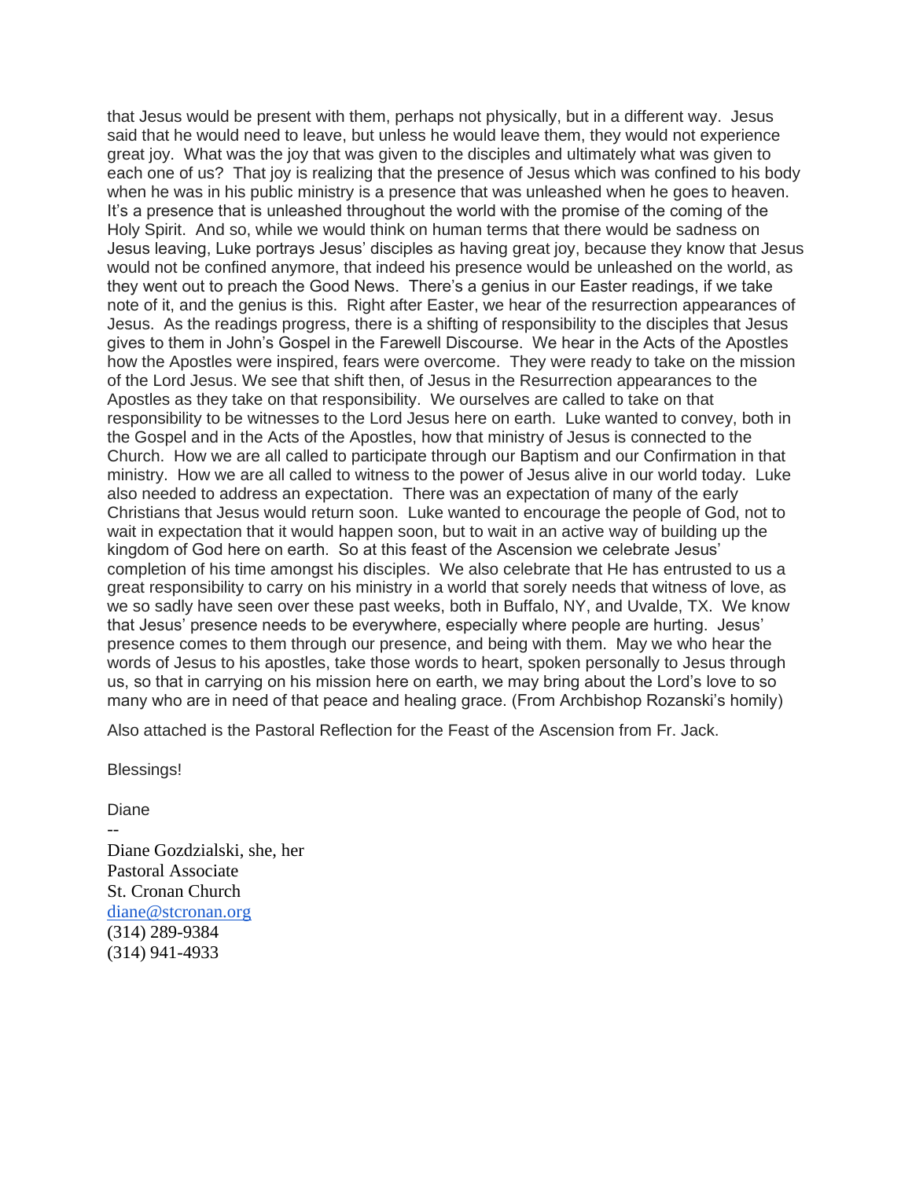that Jesus would be present with them, perhaps not physically, but in a different way. Jesus said that he would need to leave, but unless he would leave them, they would not experience great joy. What was the joy that was given to the disciples and ultimately what was given to each one of us? That joy is realizing that the presence of Jesus which was confined to his body when he was in his public ministry is a presence that was unleashed when he goes to heaven. It's a presence that is unleashed throughout the world with the promise of the coming of the Holy Spirit. And so, while we would think on human terms that there would be sadness on Jesus leaving, Luke portrays Jesus' disciples as having great joy, because they know that Jesus would not be confined anymore, that indeed his presence would be unleashed on the world, as they went out to preach the Good News. There's a genius in our Easter readings, if we take note of it, and the genius is this. Right after Easter, we hear of the resurrection appearances of Jesus. As the readings progress, there is a shifting of responsibility to the disciples that Jesus gives to them in John's Gospel in the Farewell Discourse. We hear in the Acts of the Apostles how the Apostles were inspired, fears were overcome. They were ready to take on the mission of the Lord Jesus. We see that shift then, of Jesus in the Resurrection appearances to the Apostles as they take on that responsibility. We ourselves are called to take on that responsibility to be witnesses to the Lord Jesus here on earth. Luke wanted to convey, both in the Gospel and in the Acts of the Apostles, how that ministry of Jesus is connected to the Church. How we are all called to participate through our Baptism and our Confirmation in that ministry. How we are all called to witness to the power of Jesus alive in our world today. Luke also needed to address an expectation. There was an expectation of many of the early Christians that Jesus would return soon. Luke wanted to encourage the people of God, not to wait in expectation that it would happen soon, but to wait in an active way of building up the kingdom of God here on earth. So at this feast of the Ascension we celebrate Jesus' completion of his time amongst his disciples. We also celebrate that He has entrusted to us a great responsibility to carry on his ministry in a world that sorely needs that witness of love, as we so sadly have seen over these past weeks, both in Buffalo, NY, and Uvalde, TX. We know that Jesus' presence needs to be everywhere, especially where people are hurting. Jesus' presence comes to them through our presence, and being with them. May we who hear the words of Jesus to his apostles, take those words to heart, spoken personally to Jesus through us, so that in carrying on his mission here on earth, we may bring about the Lord's love to so many who are in need of that peace and healing grace. (From Archbishop Rozanski's homily)

Also attached is the Pastoral Reflection for the Feast of the Ascension from Fr. Jack.

Blessings!

Diane

--

Diane Gozdzialski, she, her
Pastoral Associate
St. Cronan Church
diane@stcronan.org
(314) 289-9384
(314) 941-4933